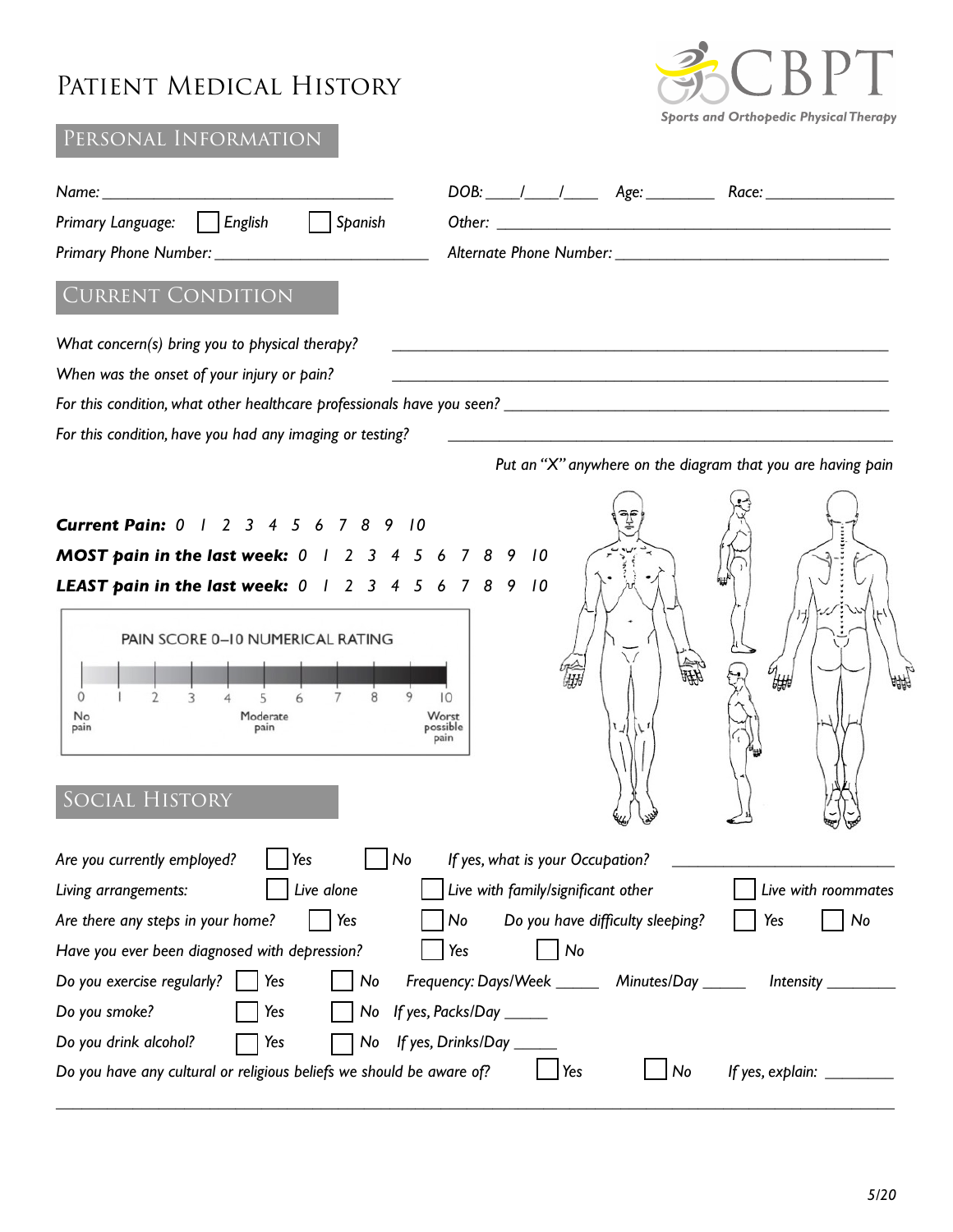# Patient Medical History

CBPT
*Sports and Orthopedic Physical Therapy*

## Personal Information

*Name:* ___________________________________ *DOB:* ____/____/____ *Age:* ________ *Race:* _______________

*Primary Language:* ☐ English ☐ Spanish *Other:* _______________________________________________

*Primary Phone Number:* ________________________ *Alternate Phone Number:* ________________________________

## Current Condition

*What concern(s) bring you to physical therapy?* ____________________________________________________________

*When was the onset of your injury or pain?* ____________________________________________________________

*For this condition, what other healthcare professionals have you seen?* ______________________________________________

*For this condition, have you had any imaging or testing?* ____________________________________________________

*Put an "X" anywhere on the diagram that you are having pain*

***Current Pain:*** *0 1 2 3 4 5 6 7 8 9 10*

***MOST pain in the last week:*** *0 1 2 3 4 5 6 7 8 9 10*

***LEAST pain in the last week:*** *0 1 2 3 4 5 6 7 8 9 10*

PAIN SCORE 0–10 NUMERICAL RATING

0 No pain — 1 — 2 — 3 — 4 — 5 Moderate pain — 6 — 7 — 8 — 9 — 10 Worst possible pain

## Social History

*Are you currently employed?* ☐ Yes ☐ No *If yes, what is your Occupation?* ________________________

*Living arrangements:* ☐ Live alone ☐ Live with family/significant other ☐ Live with roommates

*Are there any steps in your home?* ☐ Yes ☐ No *Do you have difficulty sleeping?* ☐ Yes ☐ No

*Have you ever been diagnosed with depression?* ☐ Yes ☐ No

*Do you exercise regularly?* ☐ Yes ☐ No *Frequency: Days/Week* _____ *Minutes/Day* _____ *Intensity* ________

*Do you smoke?* ☐ Yes ☐ No *If yes, Packs/Day* _____

*Do you drink alcohol?* ☐ Yes ☐ No *If yes, Drinks/Day* _____

*Do you have any cultural or religious beliefs we should be aware of?* ☐ Yes ☐ No *If yes, explain:* ________

_____________________________________________________________________________________________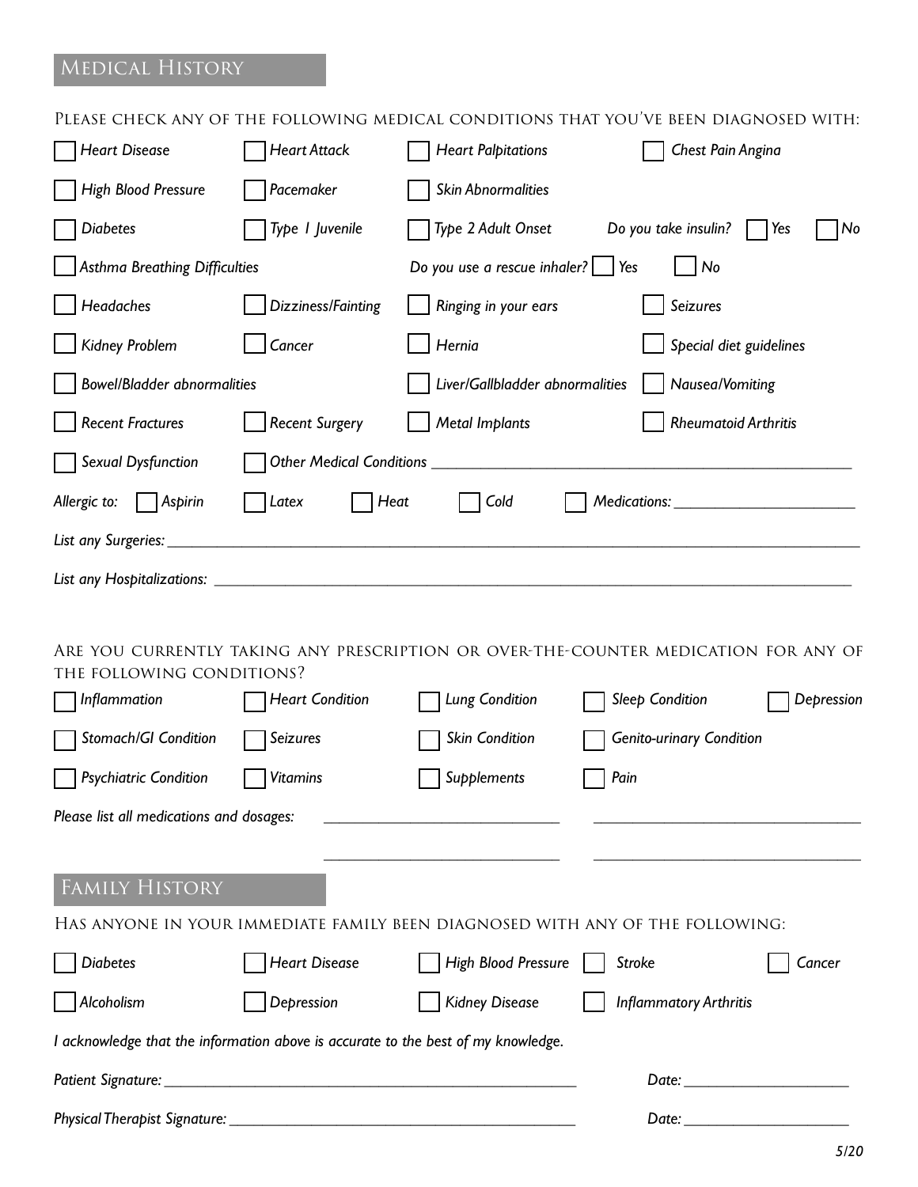## Medical History

Please check any of the following medical conditions that you've been diagnosed with:

- [ ] *Heart Disease*
- [ ] *Heart Attack*
- [ ] *Heart Palpitations*
- [ ] *Chest Pain Angina*
- [ ] *High Blood Pressure*
- [ ] *Pacemaker*
- [ ] *Skin Abnormalities*
- [ ] *Diabetes*
- [ ] *Type I Juvenile*
- [ ] *Type 2 Adult Onset*

*Do you take insulin?* [ ] *Yes* [ ] *No*

- [ ] *Asthma Breathing Difficulties*

*Do you use a rescue inhaler?* [ ] *Yes* [ ] *No*

- [ ] *Headaches*
- [ ] *Dizziness/Fainting*
- [ ] *Ringing in your ears*
- [ ] *Seizures*
- [ ] *Kidney Problem*
- [ ] *Cancer*
- [ ] *Hernia*
- [ ] *Special diet guidelines*
- [ ] *Bowel/Bladder abnormalities*
- [ ] *Liver/Gallbladder abnormalities*
- [ ] *Nausea/Vomiting*
- [ ] *Recent Fractures*
- [ ] *Recent Surgery*
- [ ] *Metal Implants*
- [ ] *Rheumatoid Arthritis*
- [ ] *Sexual Dysfunction*
- [ ] *Other Medical Conditions* ______________________________

*Allergic to:* [ ] *Aspirin* [ ] *Latex* [ ] *Heat* [ ] *Cold* [ ] *Medications:* ______________________

*List any Surgeries:* ______________________________________________________________

*List any Hospitalizations:* ______________________________________________________________

Are you currently taking any prescription or over-the-counter medication for any of the following conditions?

- [ ] *Inflammation*
- [ ] *Heart Condition*
- [ ] *Lung Condition*
- [ ] *Sleep Condition*
- [ ] *Depression*
- [ ] *Stomach/GI Condition*
- [ ] *Seizures*
- [ ] *Skin Condition*
- [ ] *Genito-urinary Condition*
- [ ] *Psychiatric Condition*
- [ ] *Vitamins*
- [ ] *Supplements*
- [ ] *Pain*

*Please list all medications and dosages:* ____________________________ ____________________________

____________________________ ____________________________

## Family History

Has anyone in your immediate family been diagnosed with any of the following:

- [ ] *Diabetes*
- [ ] *Heart Disease*
- [ ] *High Blood Pressure*
- [ ] *Stroke*
- [ ] *Cancer*
- [ ] *Alcoholism*
- [ ] *Depression*
- [ ] *Kidney Disease*
- [ ] *Inflammatory Arthritis*

*I acknowledge that the information above is accurate to the best of my knowledge.*

*Patient Signature:* ________________________________________ *Date:* ____________________

*Physical Therapist Signature:* ________________________________________ *Date:* ____________________